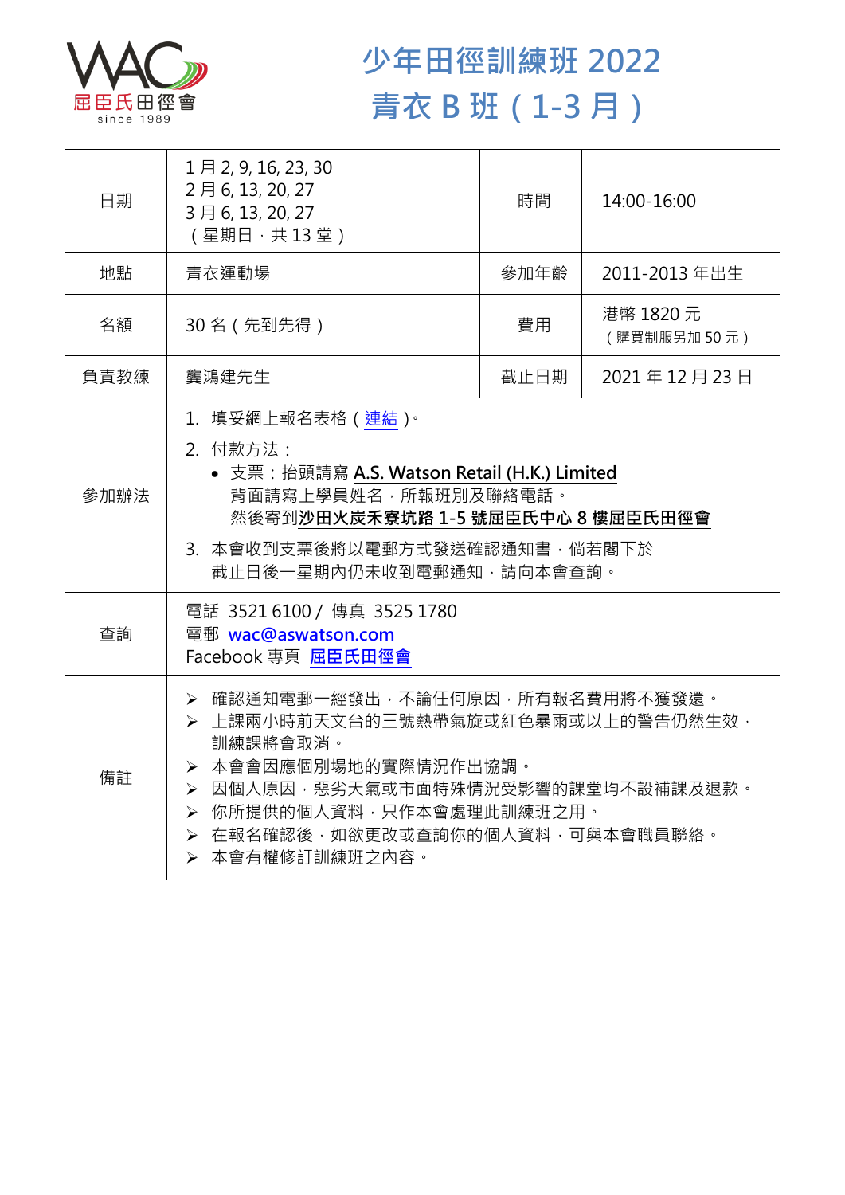屈臣氏田徑會
since 1989

# 少年田徑訓練班 2022
# 青衣 B 班（1-3 月）

| 日期 | 1 月 2, 9, 16, 23, 30<br>2 月 6, 13, 20, 27<br>3 月 6, 13, 20, 27<br>（星期日，共 13 堂） | 時間 | 14:00-16:00 |
|---|---|---|---|
| 地點 | 青衣運動場 | 參加年齡 | 2011-2013 年出生 |
| 名額 | 30 名（先到先得） | 費用 | 港幣 1820 元<br>（購買制服另加 50 元） |
| 負責教練 | 龔鴻建先生 | 截止日期 | 2021 年 12 月 23 日 |
| 參加辦法 | 1. 填妥網上報名表格（連結）。<br>2. 付款方法：<br>• 支票：抬頭請寫 **A.S. Watson Retail (H.K.) Limited**<br>背面請寫上學員姓名，所報班別及聯絡電話。<br>然後寄到**沙田火炭禾寮坑路 1-5 號屈臣氏中心 8 樓屈臣氏田徑會**<br>3. 本會收到支票後將以電郵方式發送確認通知書，倘若閣下於截止日後一星期內仍未收到電郵通知，請向本會查詢。 | | |
| 查詢 | 電話 3521 6100 / 傳真 3525 1780<br>電郵 wac@aswatson.com<br>Facebook 專頁 屈臣氏田徑會 | | |
| 備註 | ➢ 確認通知電郵一經發出，不論任何原因，所有報名費用將不獲發還。<br>➢ 上課兩小時前天文台的三號熱帶氣旋或紅色暴雨或以上的警告仍然生效，訓練課將會取消。<br>➢ 本會會因應個別場地的實際情況作出協調。<br>➢ 因個人原因，惡劣天氣或市面特殊情況受影響的課堂均不設補課及退款。<br>➢ 你所提供的個人資料，只作本會處理此訓練班之用。<br>➢ 在報名確認後，如欲更改或查詢你的個人資料，可與本會職員聯絡。<br>➢ 本會有權修訂訓練班之內容。 | | |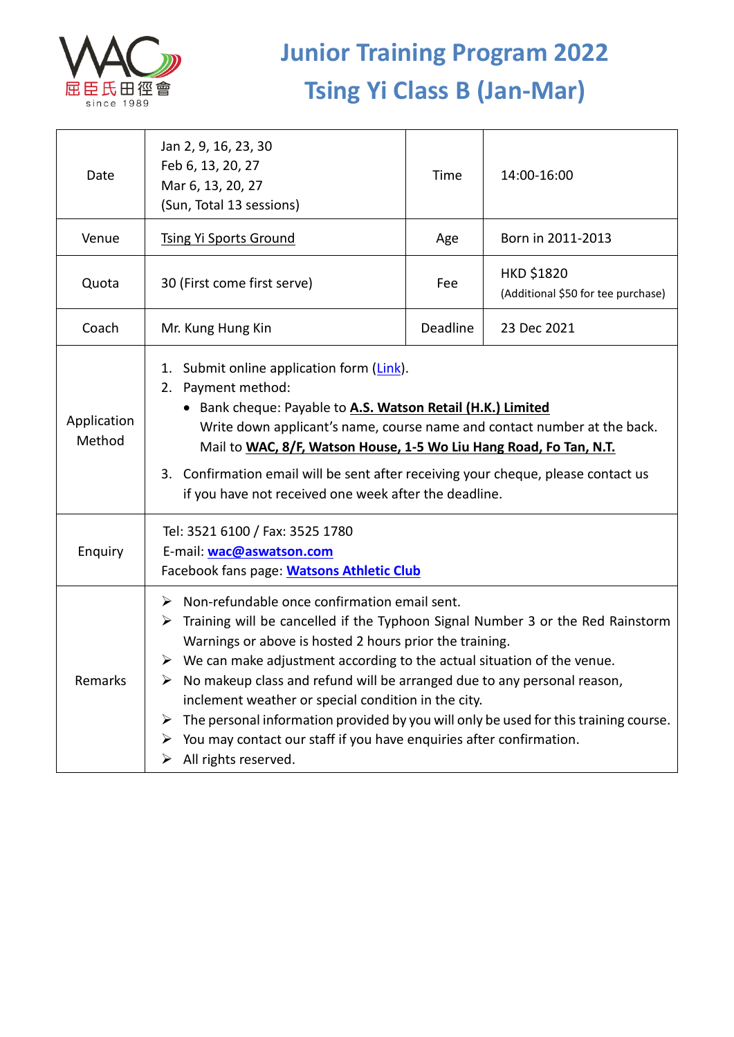# Junior Training Program 2022

# Tsing Yi Class B (Jan-Mar)

| | | | |
|---|---|---|---|
| Date | Jan 2, 9, 16, 23, 30<br>Feb 6, 13, 20, 27<br>Mar 6, 13, 20, 27<br>(Sun, Total 13 sessions) | Time | 14:00-16:00 |
| Venue | Tsing Yi Sports Ground | Age | Born in 2011-2013 |
| Quota | 30 (First come first serve) | Fee | HKD $1820<br>(Additional $50 for tee purchase) |
| Coach | Mr. Kung Hung Kin | Deadline | 23 Dec 2021 |
| Application Method | 1. Submit online application form (Link).<br>2. Payment method:<br>• Bank cheque: Payable to **A.S. Watson Retail (H.K.) Limited**<br>Write down applicant's name, course name and contact number at the back.<br>Mail to **WAC, 8/F, Watson House, 1-5 Wo Liu Hang Road, Fo Tan, N.T.**<br>3. Confirmation email will be sent after receiving your cheque, please contact us if you have not received one week after the deadline. | | |
| Enquiry | Tel: 3521 6100 / Fax: 3525 1780<br>E-mail: **wac@aswatson.com**<br>Facebook fans page: **Watsons Athletic Club** | | |
| Remarks | ➢ Non-refundable once confirmation email sent.<br>➢ Training will be cancelled if the Typhoon Signal Number 3 or the Red Rainstorm Warnings or above is hosted 2 hours prior the training.<br>➢ We can make adjustment according to the actual situation of the venue.<br>➢ No makeup class and refund will be arranged due to any personal reason, inclement weather or special condition in the city.<br>➢ The personal information provided by you will only be used for this training course.<br>➢ You may contact our staff if you have enquiries after confirmation.<br>➢ All rights reserved. | | |